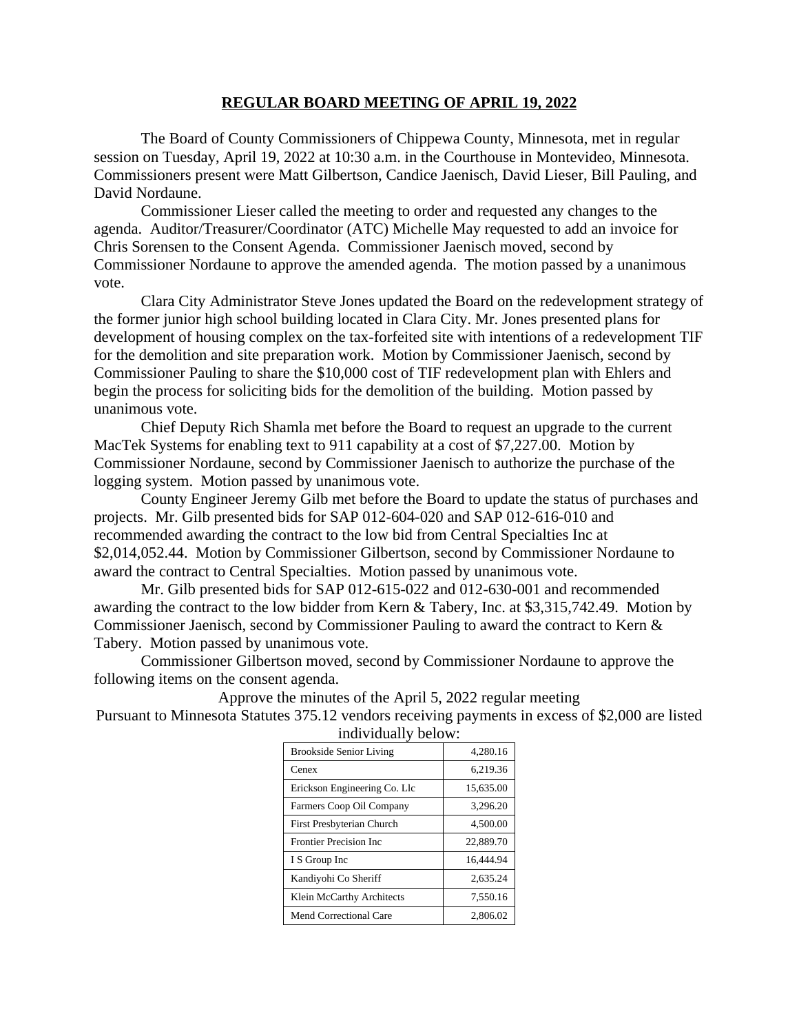## REGULAR BOARD MEETING OF APRIL 19, 2022

The Board of County Commissioners of Chippewa County, Minnesota, met in regular session on Tuesday, April 19, 2022 at 10:30 a.m. in the Courthouse in Montevideo, Minnesota. Commissioners present were Matt Gilbertson, Candice Jaenisch, David Lieser, Bill Pauling, and David Nordaune.

Commissioner Lieser called the meeting to order and requested any changes to the agenda. Auditor/Treasurer/Coordinator (ATC) Michelle May requested to add an invoice for Chris Sorensen to the Consent Agenda. Commissioner Jaenisch moved, second by Commissioner Nordaune to approve the amended agenda. The motion passed by a unanimous vote.

Clara City Administrator Steve Jones updated the Board on the redevelopment strategy of the former junior high school building located in Clara City. Mr. Jones presented plans for development of housing complex on the tax-forfeited site with intentions of a redevelopment TIF for the demolition and site preparation work. Motion by Commissioner Jaenisch, second by Commissioner Pauling to share the $10,000 cost of TIF redevelopment plan with Ehlers and begin the process for soliciting bids for the demolition of the building. Motion passed by unanimous vote.

Chief Deputy Rich Shamla met before the Board to request an upgrade to the current MacTek Systems for enabling text to 911 capability at a cost of $7,227.00. Motion by Commissioner Nordaune, second by Commissioner Jaenisch to authorize the purchase of the logging system. Motion passed by unanimous vote.

County Engineer Jeremy Gilb met before the Board to update the status of purchases and projects. Mr. Gilb presented bids for SAP 012-604-020 and SAP 012-616-010 and recommended awarding the contract to the low bid from Central Specialties Inc at $2,014,052.44. Motion by Commissioner Gilbertson, second by Commissioner Nordaune to award the contract to Central Specialties. Motion passed by unanimous vote.

Mr. Gilb presented bids for SAP 012-615-022 and 012-630-001 and recommended awarding the contract to the low bidder from Kern & Tabery, Inc. at $3,315,742.49. Motion by Commissioner Jaenisch, second by Commissioner Pauling to award the contract to Kern & Tabery. Motion passed by unanimous vote.

Commissioner Gilbertson moved, second by Commissioner Nordaune to approve the following items on the consent agenda.

Approve the minutes of the April 5, 2022 regular meeting

Pursuant to Minnesota Statutes 375.12 vendors receiving payments in excess of $2,000 are listed individually below:

| Vendor | Amount |
|---|---|
| Brookside Senior Living | 4,280.16 |
| Cenex | 6,219.36 |
| Erickson Engineering Co. Llc | 15,635.00 |
| Farmers Coop Oil Company | 3,296.20 |
| First Presbyterian Church | 4,500.00 |
| Frontier Precision Inc | 22,889.70 |
| I S Group Inc | 16,444.94 |
| Kandiyohi Co Sheriff | 2,635.24 |
| Klein McCarthy Architects | 7,550.16 |
| Mend Correctional Care | 2,806.02 |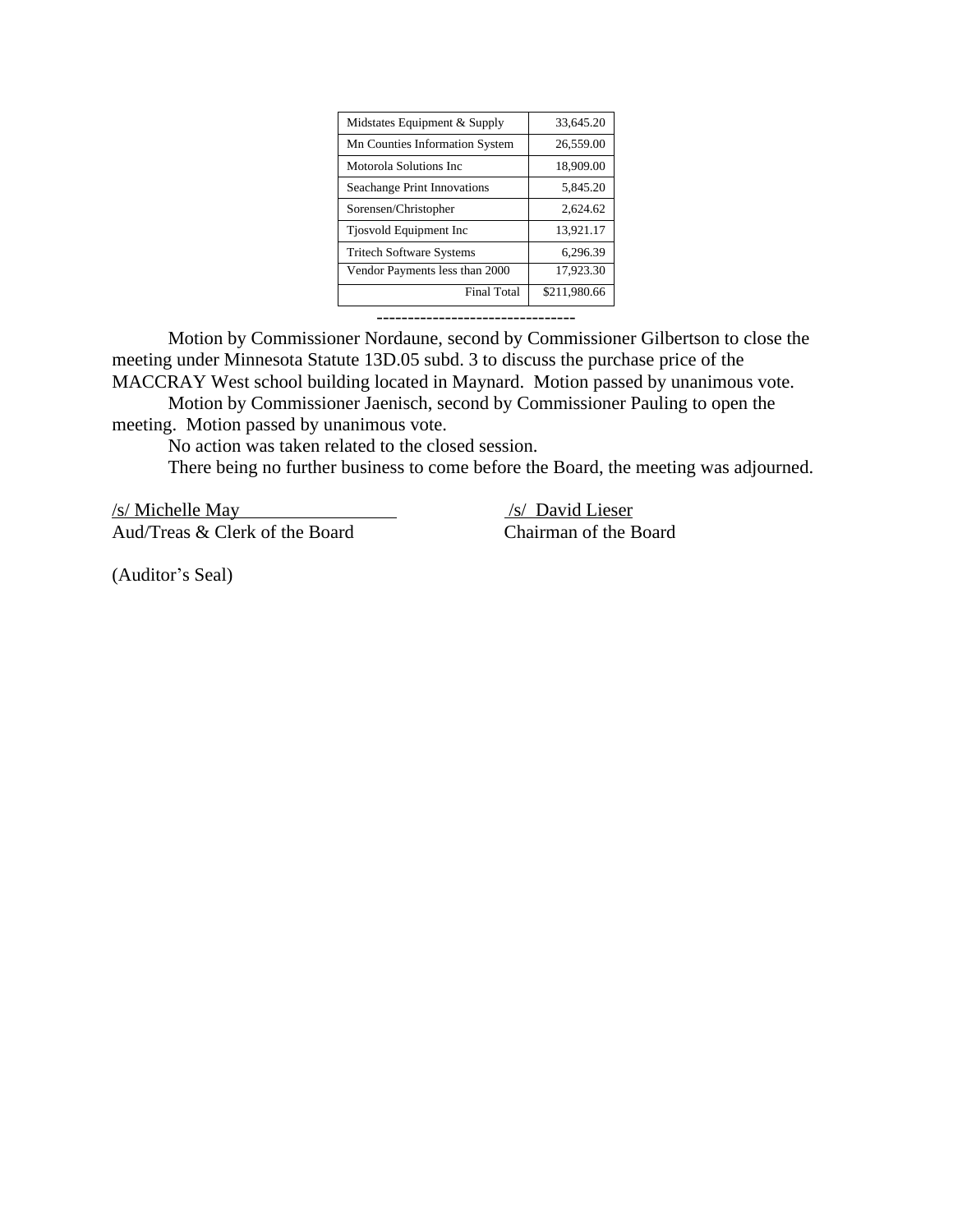| | |
|---|---|
| Midstates Equipment & Supply | 33,645.20 |
| Mn Counties Information System | 26,559.00 |
| Motorola Solutions Inc | 18,909.00 |
| Seachange Print Innovations | 5,845.20 |
| Sorensen/Christopher | 2,624.62 |
| Tjosvold Equipment Inc | 13,921.17 |
| Tritech Software Systems | 6,296.39 |
| Vendor Payments less than 2000 | 17,923.30 |
| Final Total | $211,980.66 |

--------------------------------

Motion by Commissioner Nordaune, second by Commissioner Gilbertson to close the meeting under Minnesota Statute 13D.05 subd. 3 to discuss the purchase price of the MACCRAY West school building located in Maynard. Motion passed by unanimous vote.

Motion by Commissioner Jaenisch, second by Commissioner Pauling to open the meeting. Motion passed by unanimous vote.

No action was taken related to the closed session.

There being no further business to come before the Board, the meeting was adjourned.

/s/ Michelle May
Aud/Treas & Clerk of the Board

/s/ David Lieser
Chairman of the Board

(Auditor's Seal)